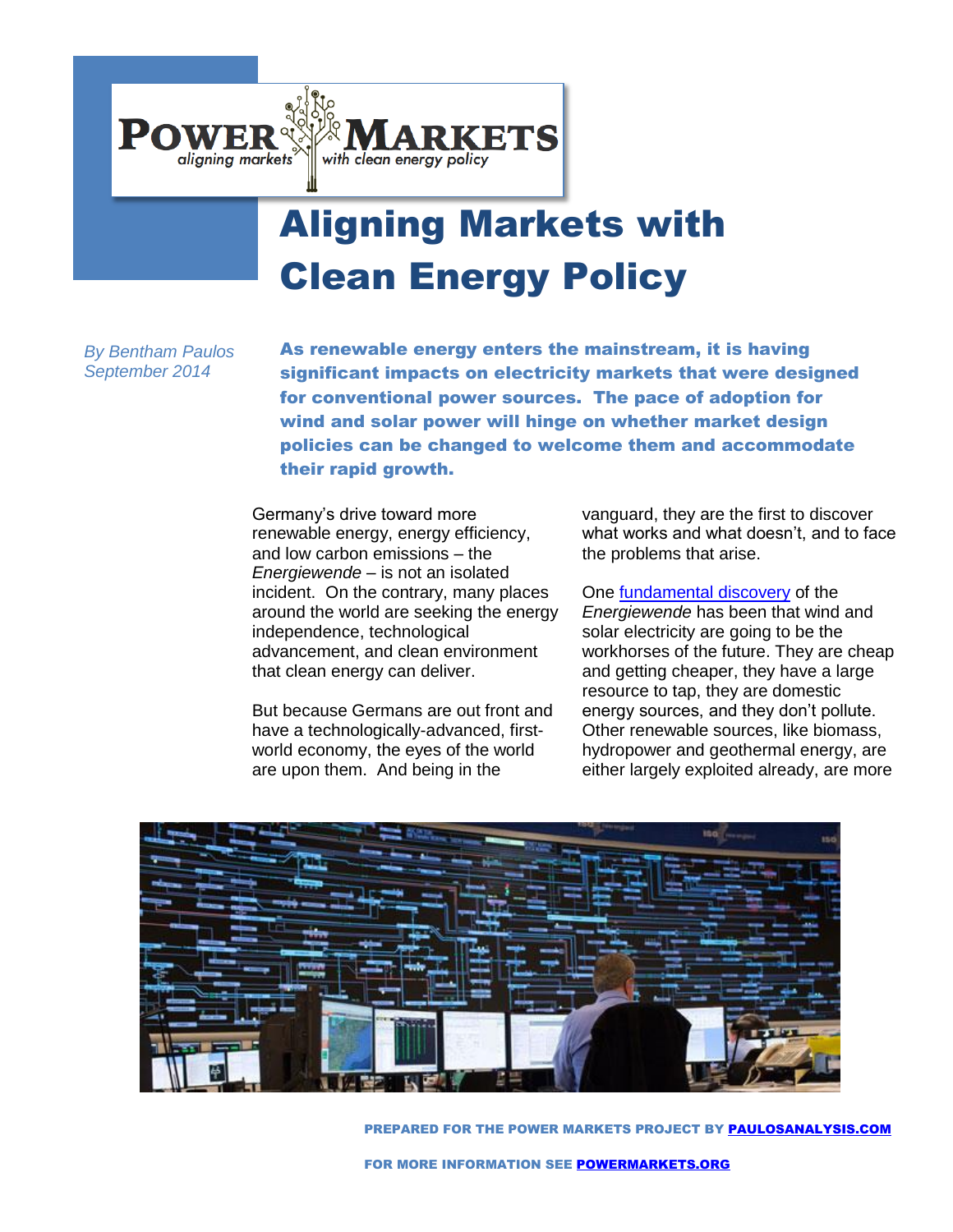# Aligning Markets with Clean Energy Policy

*By Bentham Paulos*
*September 2014*

**As renewable energy enters the mainstream, it is having significant impacts on electricity markets that were designed for conventional power sources. The pace of adoption for wind and solar power will hinge on whether market design policies can be changed to welcome them and accommodate their rapid growth.**

Germany's drive toward more renewable energy, energy efficiency, and low carbon emissions – the *Energiewende* – is not an isolated incident. On the contrary, many places around the world are seeking the energy independence, technological advancement, and clean environment that clean energy can deliver.

But because Germans are out front and have a technologically-advanced, first-world economy, the eyes of the world are upon them. And being in the vanguard, they are the first to discover what works and what doesn't, and to face the problems that arise.

One [fundamental discovery] of the *Energiewende* has been that wind and solar electricity are going to be the workhorses of the future. They are cheap and getting cheaper, they have a large resource to tap, they are domestic energy sources, and they don't pollute. Other renewable sources, like biomass, hydropower and geothermal energy, are either largely exploited already, are more

**PREPARED FOR THE POWER MARKETS PROJECT BY [PAULOSANALYSIS.COM]**

**FOR MORE INFORMATION SEE [POWERMARKETS.ORG]**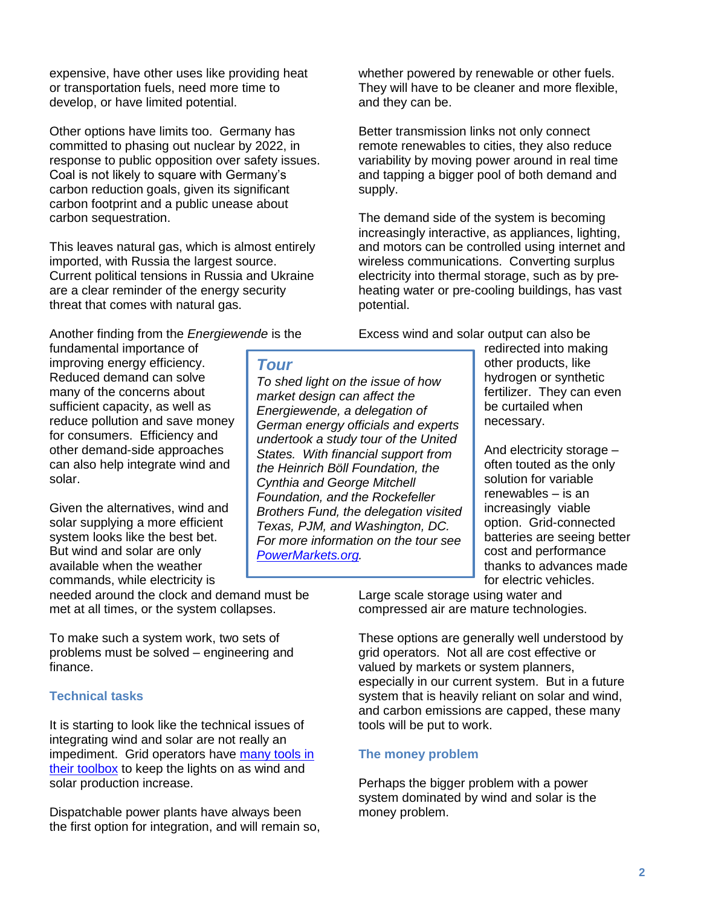expensive, have other uses like providing heat or transportation fuels, need more time to develop, or have limited potential.

Other options have limits too. Germany has committed to phasing out nuclear by 2022, in response to public opposition over safety issues. Coal is not likely to square with Germany's carbon reduction goals, given its significant carbon footprint and a public unease about carbon sequestration.

This leaves natural gas, which is almost entirely imported, with Russia the largest source. Current political tensions in Russia and Ukraine are a clear reminder of the energy security threat that comes with natural gas.

Another finding from the *Energiewende* is the fundamental importance of improving energy efficiency. Reduced demand can solve many of the concerns about sufficient capacity, as well as reduce pollution and save money for consumers. Efficiency and other demand-side approaches can also help integrate wind and solar.

Given the alternatives, wind and solar supplying a more efficient system looks like the best bet. But wind and solar are only available when the weather commands, while electricity is needed around the clock and demand must be met at all times, or the system collapses.

To make such a system work, two sets of problems must be solved – engineering and finance.

### Technical tasks

It is starting to look like the technical issues of integrating wind and solar are not really an impediment. Grid operators have many tools in their toolbox to keep the lights on as wind and solar production increase.

Dispatchable power plants have always been the first option for integration, and will remain so, whether powered by renewable or other fuels. They will have to be cleaner and more flexible, and they can be.

Better transmission links not only connect remote renewables to cities, they also reduce variability by moving power around in real time and tapping a bigger pool of both demand and supply.

The demand side of the system is becoming increasingly interactive, as appliances, lighting, and motors can be controlled using internet and wireless communications. Converting surplus electricity into thermal storage, such as by pre-heating water or pre-cooling buildings, has vast potential.

Excess wind and solar output can also be redirected into making other products, like hydrogen or synthetic fertilizer. They can even be curtailed when necessary.

And electricity storage – often touted as the only solution for variable renewables – is an increasingly viable option. Grid-connected batteries are seeing better cost and performance thanks to advances made for electric vehicles. Large scale storage using water and compressed air are mature technologies.

These options are generally well understood by grid operators. Not all are cost effective or valued by markets or system planners, especially in our current system. But in a future system that is heavily reliant on solar and wind, and carbon emissions are capped, these many tools will be put to work.

### The money problem

Perhaps the bigger problem with a power system dominated by wind and solar is the money problem.

> ***Tour***
>
> *To shed light on the issue of how market design can affect the Energiewende, a delegation of German energy officials and experts undertook a study tour of the United States. With financial support from the Heinrich Böll Foundation, the Cynthia and George Mitchell Foundation, and the Rockefeller Brothers Fund, the delegation visited Texas, PJM, and Washington, DC. For more information on the tour see PowerMarkets.org.*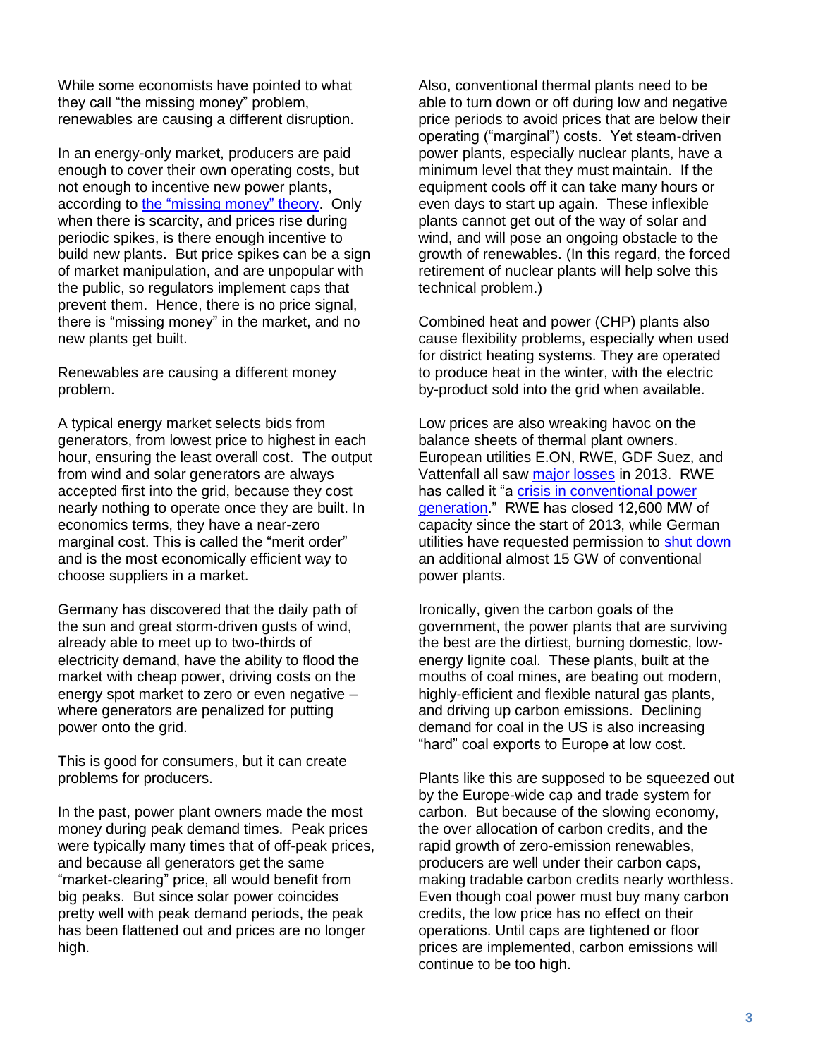While some economists have pointed to what they call “the missing money” problem, renewables are causing a different disruption.

In an energy-only market, producers are paid enough to cover their own operating costs, but not enough to incentive new power plants, according to [the “missing money” theory](). Only when there is scarcity, and prices rise during periodic spikes, is there enough incentive to build new plants. But price spikes can be a sign of market manipulation, and are unpopular with the public, so regulators implement caps that prevent them. Hence, there is no price signal, there is “missing money” in the market, and no new plants get built.

Renewables are causing a different money problem.

A typical energy market selects bids from generators, from lowest price to highest in each hour, ensuring the least overall cost. The output from wind and solar generators are always accepted first into the grid, because they cost nearly nothing to operate once they are built. In economics terms, they have a near-zero marginal cost. This is called the “merit order” and is the most economically efficient way to choose suppliers in a market.

Germany has discovered that the daily path of the sun and great storm-driven gusts of wind, already able to meet up to two-thirds of electricity demand, have the ability to flood the market with cheap power, driving costs on the energy spot market to zero or even negative – where generators are penalized for putting power onto the grid.

This is good for consumers, but it can create problems for producers.

In the past, power plant owners made the most money during peak demand times. Peak prices were typically many times that of off-peak prices, and because all generators get the same “market-clearing” price, all would benefit from big peaks. But since solar power coincides pretty well with peak demand periods, the peak has been flattened out and prices are no longer high.

Also, conventional thermal plants need to be able to turn down or off during low and negative price periods to avoid prices that are below their operating (“marginal”) costs. Yet steam-driven power plants, especially nuclear plants, have a minimum level that they must maintain. If the equipment cools off it can take many hours or even days to start up again. These inflexible plants cannot get out of the way of solar and wind, and will pose an ongoing obstacle to the growth of renewables. (In this regard, the forced retirement of nuclear plants will help solve this technical problem.)

Combined heat and power (CHP) plants also cause flexibility problems, especially when used for district heating systems. They are operated to produce heat in the winter, with the electric by-product sold into the grid when available.

Low prices are also wreaking havoc on the balance sheets of thermal plant owners. European utilities E.ON, RWE, GDF Suez, and Vattenfall all saw [major losses]() in 2013. RWE has called it “a [crisis in conventional power generation]().” RWE has closed 12,600 MW of capacity since the start of 2013, while German utilities have requested permission to [shut down]() an additional almost 15 GW of conventional power plants.

Ironically, given the carbon goals of the government, the power plants that are surviving the best are the dirtiest, burning domestic, low-energy lignite coal. These plants, built at the mouths of coal mines, are beating out modern, highly-efficient and flexible natural gas plants, and driving up carbon emissions. Declining demand for coal in the US is also increasing “hard” coal exports to Europe at low cost.

Plants like this are supposed to be squeezed out by the Europe-wide cap and trade system for carbon. But because of the slowing economy, the over allocation of carbon credits, and the rapid growth of zero-emission renewables, producers are well under their carbon caps, making tradable carbon credits nearly worthless. Even though coal power must buy many carbon credits, the low price has no effect on their operations. Until caps are tightened or floor prices are implemented, carbon emissions will continue to be too high.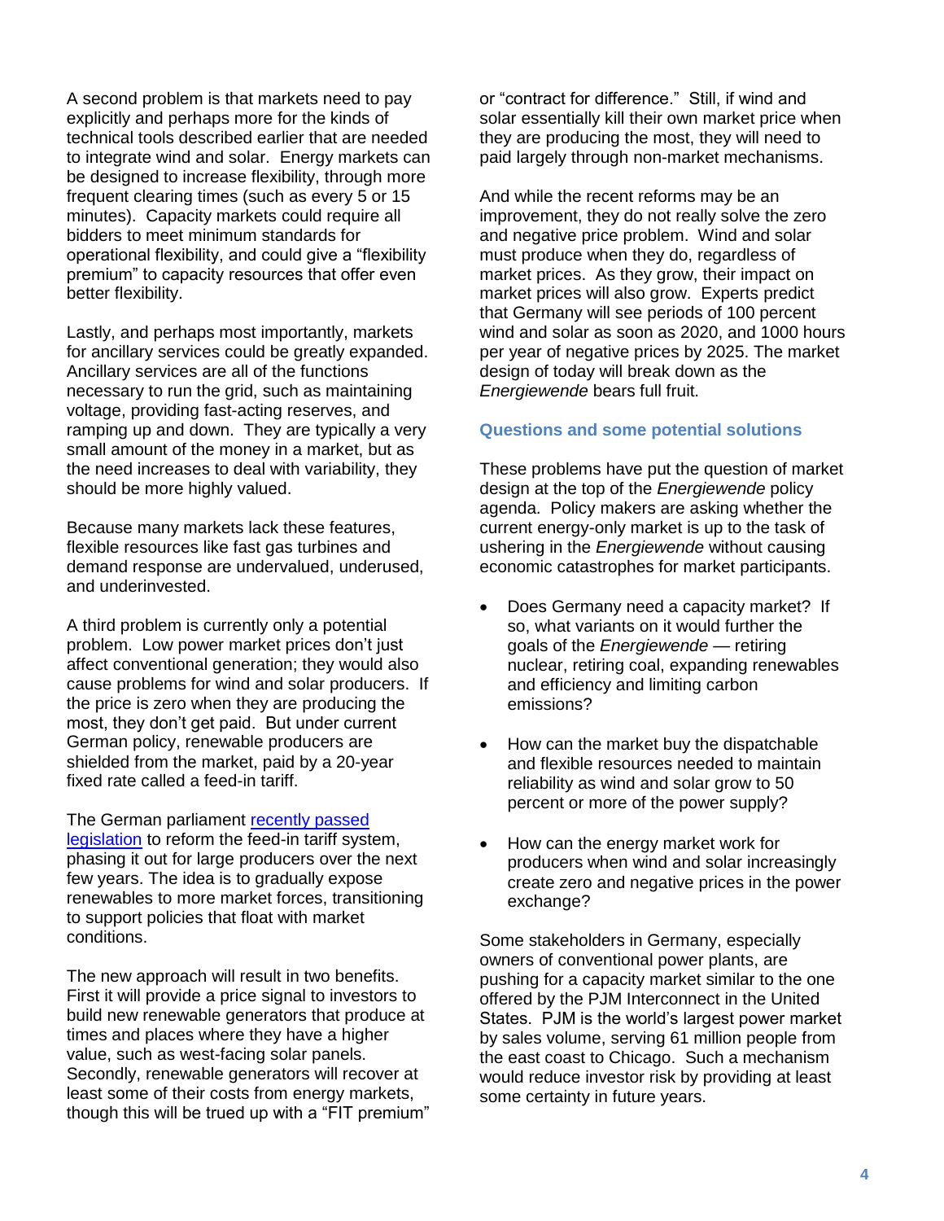A second problem is that markets need to pay explicitly and perhaps more for the kinds of technical tools described earlier that are needed to integrate wind and solar. Energy markets can be designed to increase flexibility, through more frequent clearing times (such as every 5 or 15 minutes). Capacity markets could require all bidders to meet minimum standards for operational flexibility, and could give a "flexibility premium" to capacity resources that offer even better flexibility.

Lastly, and perhaps most importantly, markets for ancillary services could be greatly expanded. Ancillary services are all of the functions necessary to run the grid, such as maintaining voltage, providing fast-acting reserves, and ramping up and down. They are typically a very small amount of the money in a market, but as the need increases to deal with variability, they should be more highly valued.

Because many markets lack these features, flexible resources like fast gas turbines and demand response are undervalued, underused, and underinvested.

A third problem is currently only a potential problem. Low power market prices don't just affect conventional generation; they would also cause problems for wind and solar producers. If the price is zero when they are producing the most, they don't get paid. But under current German policy, renewable producers are shielded from the market, paid by a 20-year fixed rate called a feed-in tariff.

The German parliament [recently passed legislation]() to reform the feed-in tariff system, phasing it out for large producers over the next few years. The idea is to gradually expose renewables to more market forces, transitioning to support policies that float with market conditions.

The new approach will result in two benefits. First it will provide a price signal to investors to build new renewable generators that produce at times and places where they have a higher value, such as west-facing solar panels. Secondly, renewable generators will recover at least some of their costs from energy markets, though this will be trued up with a "FIT premium" or "contract for difference." Still, if wind and solar essentially kill their own market price when they are producing the most, they will need to paid largely through non-market mechanisms.

And while the recent reforms may be an improvement, they do not really solve the zero and negative price problem. Wind and solar must produce when they do, regardless of market prices. As they grow, their impact on market prices will also grow. Experts predict that Germany will see periods of 100 percent wind and solar as soon as 2020, and 1000 hours per year of negative prices by 2025. The market design of today will break down as the *Energiewende* bears full fruit.

### Questions and some potential solutions

These problems have put the question of market design at the top of the *Energiewende* policy agenda. Policy makers are asking whether the current energy-only market is up to the task of ushering in the *Energiewende* without causing economic catastrophes for market participants.

- Does Germany need a capacity market? If so, what variants on it would further the goals of the *Energiewende* — retiring nuclear, retiring coal, expanding renewables and efficiency and limiting carbon emissions?
- How can the market buy the dispatchable and flexible resources needed to maintain reliability as wind and solar grow to 50 percent or more of the power supply?
- How can the energy market work for producers when wind and solar increasingly create zero and negative prices in the power exchange?

Some stakeholders in Germany, especially owners of conventional power plants, are pushing for a capacity market similar to the one offered by the PJM Interconnect in the United States. PJM is the world's largest power market by sales volume, serving 61 million people from the east coast to Chicago. Such a mechanism would reduce investor risk by providing at least some certainty in future years.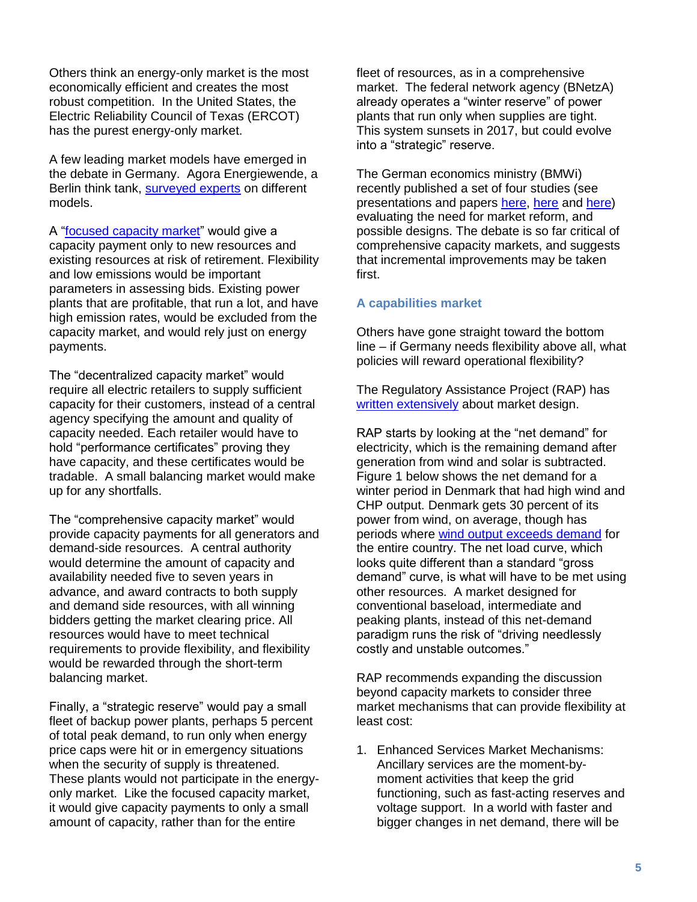Others think an energy-only market is the most economically efficient and creates the most robust competition. In the United States, the Electric Reliability Council of Texas (ERCOT) has the purest energy-only market.

A few leading market models have emerged in the debate in Germany. Agora Energiewende, a Berlin think tank, surveyed experts on different models.

A "focused capacity market" would give a capacity payment only to new resources and existing resources at risk of retirement. Flexibility and low emissions would be important parameters in assessing bids. Existing power plants that are profitable, that run a lot, and have high emission rates, would be excluded from the capacity market, and would rely just on energy payments.

The "decentralized capacity market" would require all electric retailers to supply sufficient capacity for their customers, instead of a central agency specifying the amount and quality of capacity needed. Each retailer would have to hold "performance certificates" proving they have capacity, and these certificates would be tradable. A small balancing market would make up for any shortfalls.

The "comprehensive capacity market" would provide capacity payments for all generators and demand-side resources. A central authority would determine the amount of capacity and availability needed five to seven years in advance, and award contracts to both supply and demand side resources, with all winning bidders getting the market clearing price. All resources would have to meet technical requirements to provide flexibility, and flexibility would be rewarded through the short-term balancing market.

Finally, a "strategic reserve" would pay a small fleet of backup power plants, perhaps 5 percent of total peak demand, to run only when energy price caps were hit or in emergency situations when the security of supply is threatened. These plants would not participate in the energy-only market. Like the focused capacity market, it would give capacity payments to only a small amount of capacity, rather than for the entire fleet of resources, as in a comprehensive market. The federal network agency (BNetzA) already operates a "winter reserve" of power plants that run only when supplies are tight. This system sunsets in 2017, but could evolve into a "strategic" reserve.

The German economics ministry (BMWi) recently published a set of four studies (see presentations and papers here, here and here) evaluating the need for market reform, and possible designs. The debate is so far critical of comprehensive capacity markets, and suggests that incremental improvements may be taken first.

### A capabilities market

Others have gone straight toward the bottom line – if Germany needs flexibility above all, what policies will reward operational flexibility?

The Regulatory Assistance Project (RAP) has written extensively about market design.

RAP starts by looking at the "net demand" for electricity, which is the remaining demand after generation from wind and solar is subtracted. Figure 1 below shows the net demand for a winter period in Denmark that had high wind and CHP output. Denmark gets 30 percent of its power from wind, on average, though has periods where wind output exceeds demand for the entire country. The net load curve, which looks quite different than a standard "gross demand" curve, is what will have to be met using other resources. A market designed for conventional baseload, intermediate and peaking plants, instead of this net-demand paradigm runs the risk of "driving needlessly costly and unstable outcomes."

RAP recommends expanding the discussion beyond capacity markets to consider three market mechanisms that can provide flexibility at least cost:

1. Enhanced Services Market Mechanisms: Ancillary services are the moment-by-moment activities that keep the grid functioning, such as fast-acting reserves and voltage support. In a world with faster and bigger changes in net demand, there will be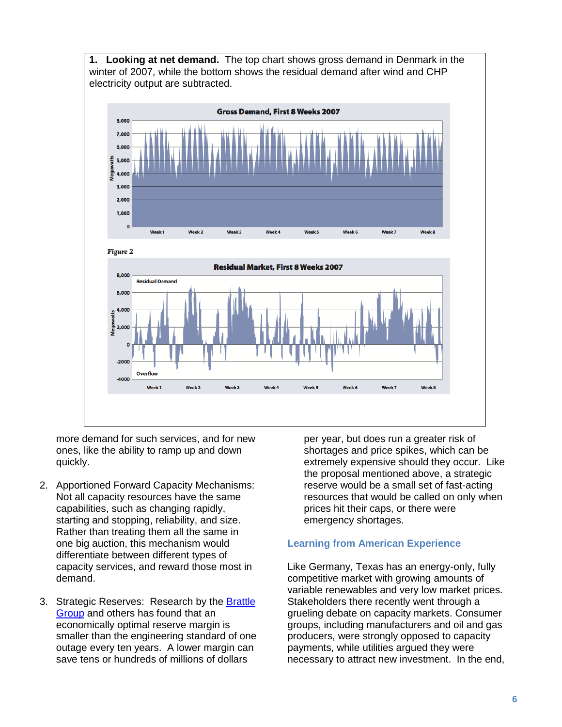**1. Looking at net demand.** The top chart shows gross demand in Denmark in the winter of 2007, while the bottom shows the residual demand after wind and CHP electricity output are subtracted.

*Figure 2*

more demand for such services, and for new ones, like the ability to ramp up and down quickly.

2. Apportioned Forward Capacity Mechanisms: Not all capacity resources have the same capabilities, such as changing rapidly, starting and stopping, reliability, and size. Rather than treating them all the same in one big auction, this mechanism would differentiate between different types of capacity services, and reward those most in demand.

3. Strategic Reserves: Research by the Brattle Group and others has found that an economically optimal reserve margin is smaller than the engineering standard of one outage every ten years. A lower margin can save tens or hundreds of millions of dollars per year, but does run a greater risk of shortages and price spikes, which can be extremely expensive should they occur. Like the proposal mentioned above, a strategic reserve would be a small set of fast-acting resources that would be called on only when prices hit their caps, or there were emergency shortages.

### Learning from American Experience

Like Germany, Texas has an energy-only, fully competitive market with growing amounts of variable renewables and very low market prices. Stakeholders there recently went through a grueling debate on capacity markets. Consumer groups, including manufacturers and oil and gas producers, were strongly opposed to capacity payments, while utilities argued they were necessary to attract new investment. In the end,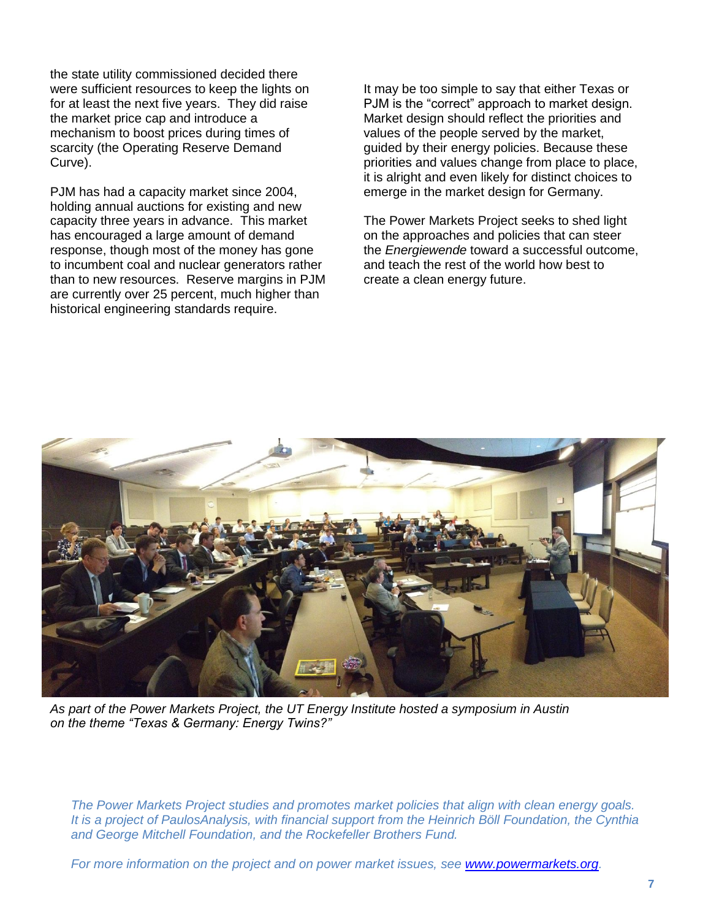the state utility commissioned decided there were sufficient resources to keep the lights on for at least the next five years. They did raise the market price cap and introduce a mechanism to boost prices during times of scarcity (the Operating Reserve Demand Curve).

PJM has had a capacity market since 2004, holding annual auctions for existing and new capacity three years in advance. This market has encouraged a large amount of demand response, though most of the money has gone to incumbent coal and nuclear generators rather than to new resources. Reserve margins in PJM are currently over 25 percent, much higher than historical engineering standards require.

It may be too simple to say that either Texas or PJM is the "correct" approach to market design. Market design should reflect the priorities and values of the people served by the market, guided by their energy policies. Because these priorities and values change from place to place, it is alright and even likely for distinct choices to emerge in the market design for Germany.

The Power Markets Project seeks to shed light on the approaches and policies that can steer the *Energiewende* toward a successful outcome, and teach the rest of the world how best to create a clean energy future.

*As part of the Power Markets Project, the UT Energy Institute hosted a symposium in Austin on the theme "Texas & Germany: Energy Twins?"*

*The Power Markets Project studies and promotes market policies that align with clean energy goals. It is a project of PaulosAnalysis, with financial support from the Heinrich Böll Foundation, the Cynthia and George Mitchell Foundation, and the Rockefeller Brothers Fund.*

*For more information on the project and on power market issues, see [www.powermarkets.org](http://www.powermarkets.org).*